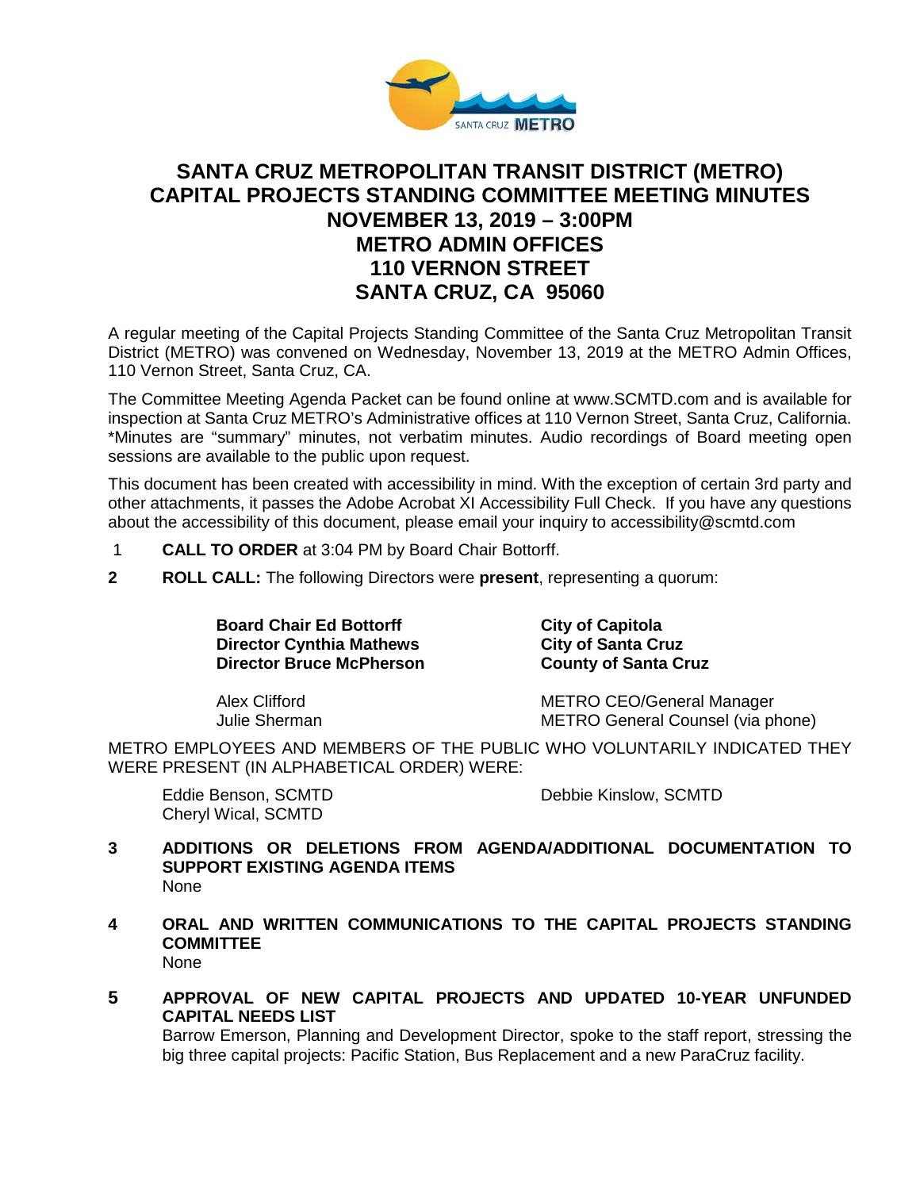# SANTA CRUZ METROPOLITAN TRANSIT DISTRICT (METRO) CAPITAL PROJECTS STANDING COMMITTEE MEETING MINUTES
## NOVEMBER 13, 2019 – 3:00PM
## METRO ADMIN OFFICES
## 110 VERNON STREET
## SANTA CRUZ, CA 95060

A regular meeting of the Capital Projects Standing Committee of the Santa Cruz Metropolitan Transit District (METRO) was convened on Wednesday, November 13, 2019 at the METRO Admin Offices, 110 Vernon Street, Santa Cruz, CA.

The Committee Meeting Agenda Packet can be found online at www.SCMTD.com and is available for inspection at Santa Cruz METRO's Administrative offices at 110 Vernon Street, Santa Cruz, California. *Minutes are "summary" minutes, not verbatim minutes. Audio recordings of Board meeting open sessions are available to the public upon request.

This document has been created with accessibility in mind. With the exception of certain 3rd party and other attachments, it passes the Adobe Acrobat XI Accessibility Full Check. If you have any questions about the accessibility of this document, please email your inquiry to accessibility@scmtd.com

1 **CALL TO ORDER** at 3:04 PM by Board Chair Bottorff.

**2 ROLL CALL:** The following Directors were **present**, representing a quorum:

| | |
|---|---|
| **Board Chair Ed Bottorff** | **City of Capitola** |
| **Director Cynthia Mathews** | **City of Santa Cruz** |
| **Director Bruce McPherson** | **County of Santa Cruz** |
| Alex Clifford | METRO CEO/General Manager |
| Julie Sherman | METRO General Counsel (via phone) |

METRO EMPLOYEES AND MEMBERS OF THE PUBLIC WHO VOLUNTARILY INDICATED THEY WERE PRESENT (IN ALPHABETICAL ORDER) WERE:

| | |
|---|---|
| Eddie Benson, SCMTD | Debbie Kinslow, SCMTD |
| Cheryl Wical, SCMTD | |

**3 ADDITIONS OR DELETIONS FROM AGENDA/ADDITIONAL DOCUMENTATION TO SUPPORT EXISTING AGENDA ITEMS**
None

**4 ORAL AND WRITTEN COMMUNICATIONS TO THE CAPITAL PROJECTS STANDING COMMITTEE**
None

**5 APPROVAL OF NEW CAPITAL PROJECTS AND UPDATED 10-YEAR UNFUNDED CAPITAL NEEDS LIST**
Barrow Emerson, Planning and Development Director, spoke to the staff report, stressing the big three capital projects: Pacific Station, Bus Replacement and a new ParaCruz facility.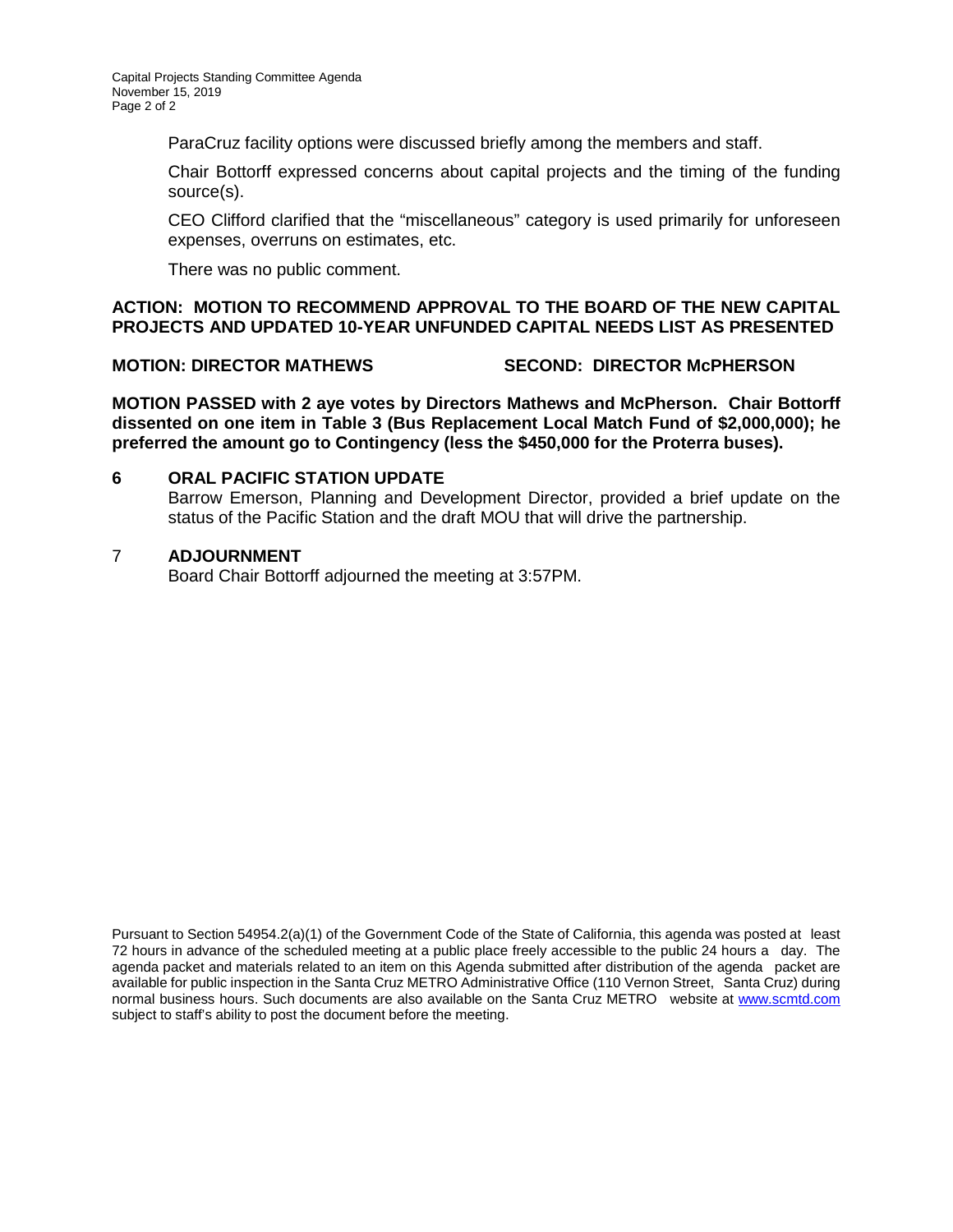ParaCruz facility options were discussed briefly among the members and staff.

Chair Bottorff expressed concerns about capital projects and the timing of the funding source(s).

CEO Clifford clarified that the "miscellaneous" category is used primarily for unforeseen expenses, overruns on estimates, etc.

There was no public comment.

**ACTION: MOTION TO RECOMMEND APPROVAL TO THE BOARD OF THE NEW CAPITAL PROJECTS AND UPDATED 10-YEAR UNFUNDED CAPITAL NEEDS LIST AS PRESENTED**

**MOTION: DIRECTOR MATHEWS SECOND: DIRECTOR McPHERSON**

**MOTION PASSED with 2 aye votes by Directors Mathews and McPherson. Chair Bottorff dissented on one item in Table 3 (Bus Replacement Local Match Fund of $2,000,000); he preferred the amount go to Contingency (less the $450,000 for the Proterra buses).**

## 6 ORAL PACIFIC STATION UPDATE

Barrow Emerson, Planning and Development Director, provided a brief update on the status of the Pacific Station and the draft MOU that will drive the partnership.

## 7 ADJOURNMENT

Board Chair Bottorff adjourned the meeting at 3:57PM.

Pursuant to Section 54954.2(a)(1) of the Government Code of the State of California, this agenda was posted at least 72 hours in advance of the scheduled meeting at a public place freely accessible to the public 24 hours a day. The agenda packet and materials related to an item on this Agenda submitted after distribution of the agenda packet are available for public inspection in the Santa Cruz METRO Administrative Office (110 Vernon Street, Santa Cruz) during normal business hours. Such documents are also available on the Santa Cruz METRO website at www.scmtd.com subject to staff's ability to post the document before the meeting.